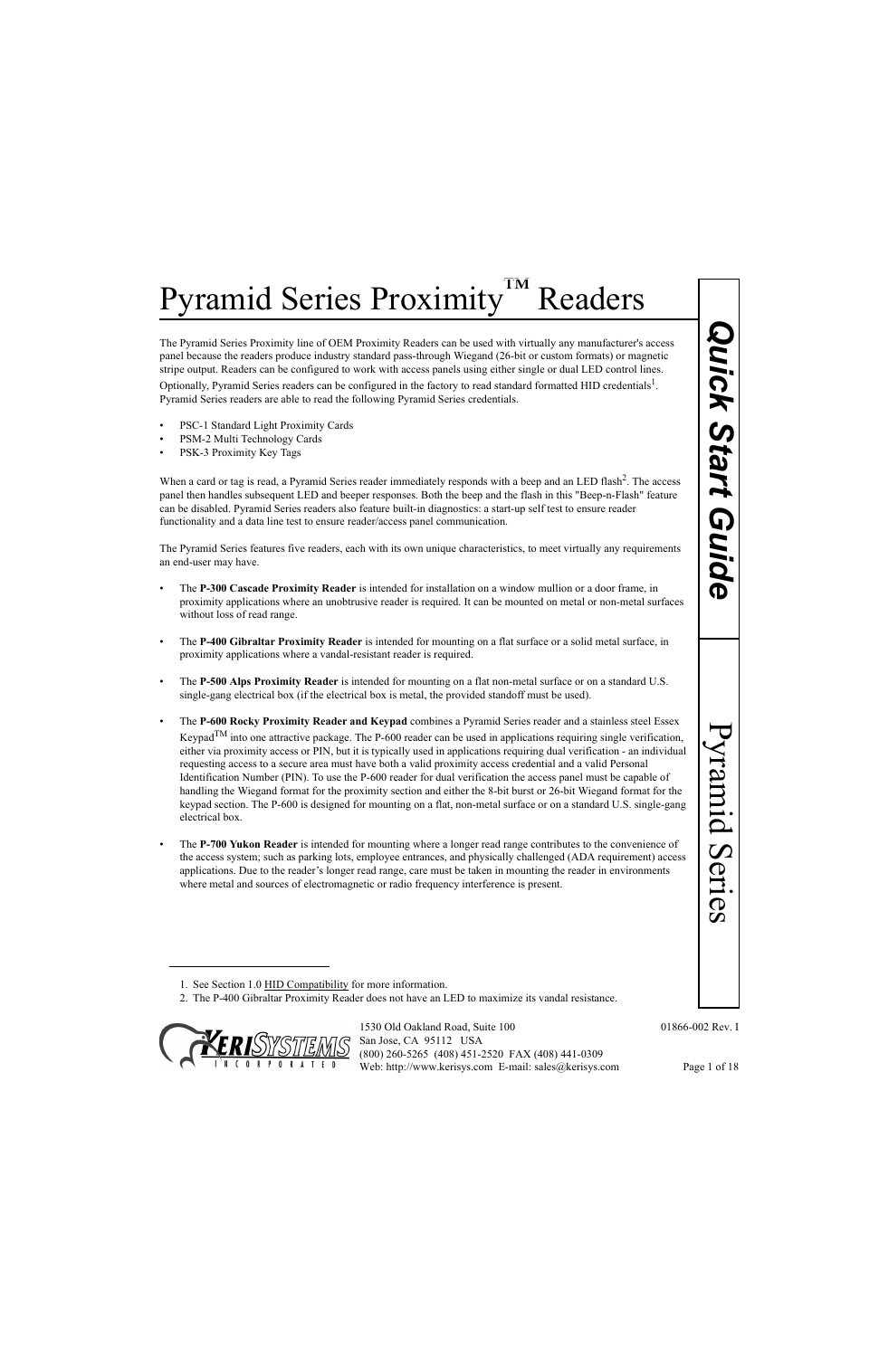# Pyramid Series Proximity™ Readers

The Pyramid Series Proximity line of OEM Proximity Readers can be used with virtually any manufacturer's access panel because the readers produce industry standard pass-through Wiegand (26-bit or custom formats) or magnetic stripe output. Readers can be configured to work with access panels using either single or dual LED control lines. Optionally, Pyramid Series readers can be configured in the factory to read standard formatted HID credentials[1]. Pyramid Series readers are able to read the following Pyramid Series credentials.

- PSC-1 Standard Light Proximity Cards
- PSM-2 Multi Technology Cards
- PSK-3 Proximity Key Tags

When a card or tag is read, a Pyramid Series reader immediately responds with a beep and an LED flash[2]. The access panel then handles subsequent LED and beeper responses. Both the beep and the flash in this "Beep-n-Flash" feature can be disabled. Pyramid Series readers also feature built-in diagnostics: a start-up self test to ensure reader functionality and a data line test to ensure reader/access panel communication.

The Pyramid Series features five readers, each with its own unique characteristics, to meet virtually any requirements an end-user may have.

- The **P-300 Cascade Proximity Reader** is intended for installation on a window mullion or a door frame, in proximity applications where an unobtrusive reader is required. It can be mounted on metal or non-metal surfaces without loss of read range.
- The **P-400 Gibraltar Proximity Reader** is intended for mounting on a flat surface or a solid metal surface, in proximity applications where a vandal-resistant reader is required.
- The **P-500 Alps Proximity Reader** is intended for mounting on a flat non-metal surface or on a standard U.S. single-gang electrical box (if the electrical box is metal, the provided standoff must be used).
- The **P-600 Rocky Proximity Reader and Keypad** combines a Pyramid Series reader and a stainless steel Essex Keypad™ into one attractive package. The P-600 reader can be used in applications requiring single verification, either via proximity access or PIN, but it is typically used in applications requiring dual verification - an individual requesting access to a secure area must have both a valid proximity access credential and a valid Personal Identification Number (PIN). To use the P-600 reader for dual verification the access panel must be capable of handling the Wiegand format for the proximity section and either the 8-bit burst or 26-bit Wiegand format for the keypad section. The P-600 is designed for mounting on a flat, non-metal surface or on a standard U.S. single-gang electrical box.
- The **P-700 Yukon Reader** is intended for mounting where a longer read range contributes to the convenience of the access system; such as parking lots, employee entrances, and physically challenged (ADA requirement) access applications. Due to the reader's longer read range, care must be taken in mounting the reader in environments where metal and sources of electromagnetic or radio frequency interference is present.

---

1. See Section 1.0 HID Compatibility for more information.
2. The P-400 Gibraltar Proximity Reader does not have an LED to maximize its vandal resistance.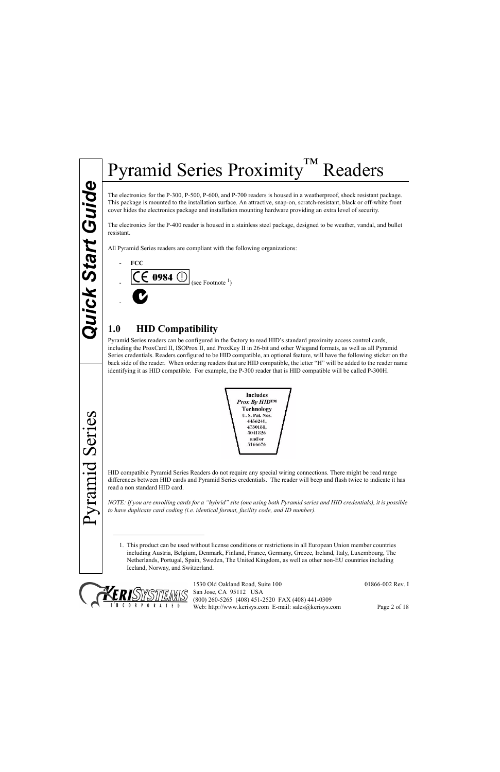# Pyramid Series Proximity™ Readers

The electronics for the P-300, P-500, P-600, and P-700 readers is housed in a weatherproof, shock resistant package. This package is mounted to the installation surface. An attractive, snap-on, scratch-resistant, black or off-white front cover hides the electronics package and installation mounting hardware providing an extra level of security.

The electronics for the P-400 reader is housed in a stainless steel package, designed to be weather, vandal, and bullet resistant.

All Pyramid Series readers are compliant with the following organizations:

- **FCC**
- CE 0984 ⓘ (see Footnote [1])
- C-Tick

## 1.0 HID Compatibility

Pyramid Series readers can be configured in the factory to read HID's standard proximity access control cards, including the ProxCard II, ISOProx II, and ProxKey II in 26-bit and other Wiegand formats, as well as all Pyramid Series credentials. Readers configured to be HID compatible, an optional feature, will have the following sticker on the back side of the reader. When ordering readers that are HID compatible, the letter "H" will be added to the reader name identifying it as HID compatible. For example, the P-300 reader that is HID compatible will be called P-300H.

**Includes**
***Prox By HID™***
**Technology**
**U. S. Pat. Nos.**
**4456241,**
**4730188,**
**5041826**
**and/or**
**5166676**

HID compatible Pyramid Series Readers do not require any special wiring connections. There might be read range differences between HID cards and Pyramid Series credentials. The reader will beep and flash twice to indicate it has read a non standard HID card.

*NOTE: If you are enrolling cards for a "hybrid" site (one using both Pyramid series and HID credentials), it is possible to have duplicate card coding (i.e. identical format, facility code, and ID number).*

---

1. This product can be used without license conditions or restrictions in all European Union member countries including Austria, Belgium, Denmark, Finland, France, Germany, Greece, Ireland, Italy, Luxembourg, The Netherlands, Portugal, Spain, Sweden, The United Kingdom, as well as other non-EU countries including Iceland, Norway, and Switzerland.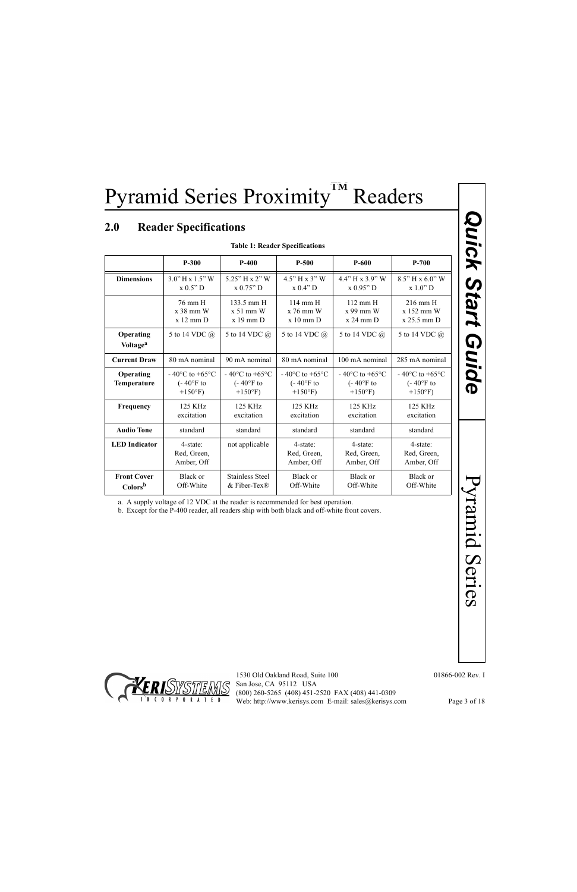# Pyramid Series Proximity™ Readers

## 2.0 Reader Specifications

**Table 1: Reader Specifications**

| | P-300 | P-400 | P-500 | P-600 | P-700 |
|---|---|---|---|---|---|
| **Dimensions** | 3.0" H x 1.5" W x 0.5" D | 5.25" H x 2" W x 0.75" D | 4.5" H x 3" W x 0.4" D | 4.4" H x 3.9" W x 0.95" D | 8.5" H x 6.0" W x 1.0" D |
| | 76 mm H x 38 mm W x 12 mm D | 133.5 mm H x 51 mm W x 19 mm D | 114 mm H x 76 mm W x 10 mm D | 112 mm H x 99 mm W x 24 mm D | 216 mm H x 152 mm W x 25.5 mm D |
| **Operating Voltage**[a] | 5 to 14 VDC @ | 5 to 14 VDC @ | 5 to 14 VDC @ | 5 to 14 VDC @ | 5 to 14 VDC @ |
| **Current Draw** | 80 mA nominal | 90 mA nominal | 80 mA nominal | 100 mA nominal | 285 mA nominal |
| **Operating Temperature** | - 40°C to +65°C (- 40°F to +150°F) | - 40°C to +65°C (- 40°F to +150°F) | - 40°C to +65°C (- 40°F to +150°F) | - 40°C to +65°C (- 40°F to +150°F) | - 40°C to +65°C (- 40°F to +150°F) |
| **Frequency** | 125 KHz excitation | 125 KHz excitation | 125 KHz excitation | 125 KHz excitation | 125 KHz excitation |
| **Audio Tone** | standard | standard | standard | standard | standard |
| **LED Indicator** | 4-state: Red, Green, Amber, Off | not applicable | 4-state: Red, Green, Amber, Off | 4-state: Red, Green, Amber, Off | 4-state: Red, Green, Amber, Off |
| **Front Cover Colors**[b] | Black or Off-White | Stainless Steel & Fiber-Tex® | Black or Off-White | Black or Off-White | Black or Off-White |

a. A supply voltage of 12 VDC at the reader is recommended for best operation.

b. Except for the P-400 reader, all readers ship with both black and off-white front covers.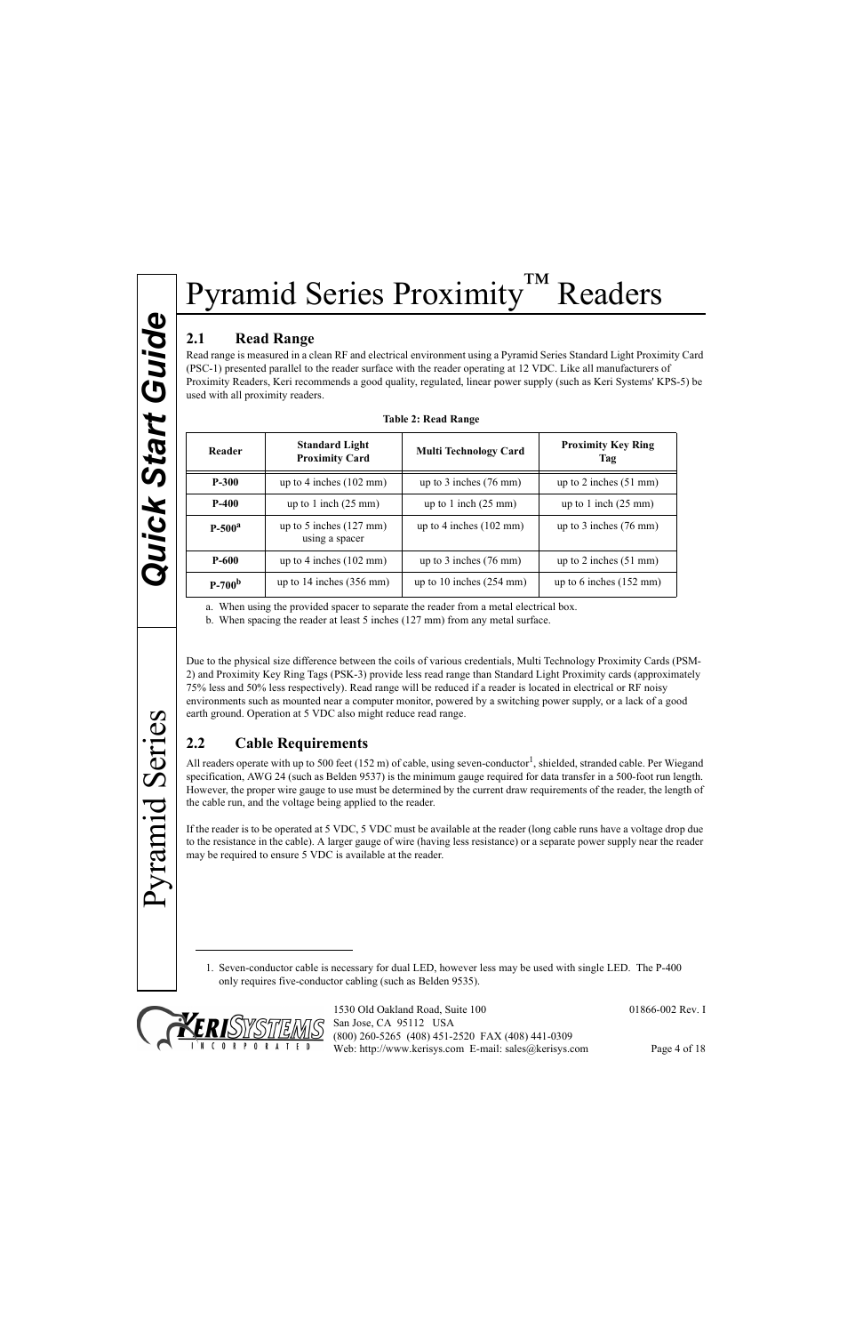# Pyramid Series Proximity™ Readers

## 2.1 Read Range

Read range is measured in a clean RF and electrical environment using a Pyramid Series Standard Light Proximity Card (PSC-1) presented parallel to the reader surface with the reader operating at 12 VDC. Like all manufacturers of Proximity Readers, Keri recommends a good quality, regulated, linear power supply (such as Keri Systems' KPS-5) be used with all proximity readers.

**Table 2: Read Range**

| Reader | Standard Light Proximity Card | Multi Technology Card | Proximity Key Ring Tag |
|---|---|---|---|
| **P-300** | up to 4 inches (102 mm) | up to 3 inches (76 mm) | up to 2 inches (51 mm) |
| **P-400** | up to 1 inch (25 mm) | up to 1 inch (25 mm) | up to 1 inch (25 mm) |
| **P-500**[a] | up to 5 inches (127 mm) using a spacer | up to 4 inches (102 mm) | up to 3 inches (76 mm) |
| **P-600** | up to 4 inches (102 mm) | up to 3 inches (76 mm) | up to 2 inches (51 mm) |
| **P-700**[b] | up to 14 inches (356 mm) | up to 10 inches (254 mm) | up to 6 inches (152 mm) |

a. When using the provided spacer to separate the reader from a metal electrical box.
b. When spacing the reader at least 5 inches (127 mm) from any metal surface.

Due to the physical size difference between the coils of various credentials, Multi Technology Proximity Cards (PSM-2) and Proximity Key Ring Tags (PSK-3) provide less read range than Standard Light Proximity cards (approximately 75% less and 50% less respectively). Read range will be reduced if a reader is located in electrical or RF noisy environments such as mounted near a computer monitor, powered by a switching power supply, or a lack of a good earth ground. Operation at 5 VDC also might reduce read range.

## 2.2 Cable Requirements

All readers operate with up to 500 feet (152 m) of cable, using seven-conductor[1], shielded, stranded cable. Per Wiegand specification, AWG 24 (such as Belden 9537) is the minimum gauge required for data transfer in a 500-foot run length. However, the proper wire gauge to use must be determined by the current draw requirements of the reader, the length of the cable run, and the voltage being applied to the reader.

If the reader is to be operated at 5 VDC, 5 VDC must be available at the reader (long cable runs have a voltage drop due to the resistance in the cable). A larger gauge of wire (having less resistance) or a separate power supply near the reader may be required to ensure 5 VDC is available at the reader.

1. Seven-conductor cable is necessary for dual LED, however less may be used with single LED. The P-400 only requires five-conductor cabling (such as Belden 9535).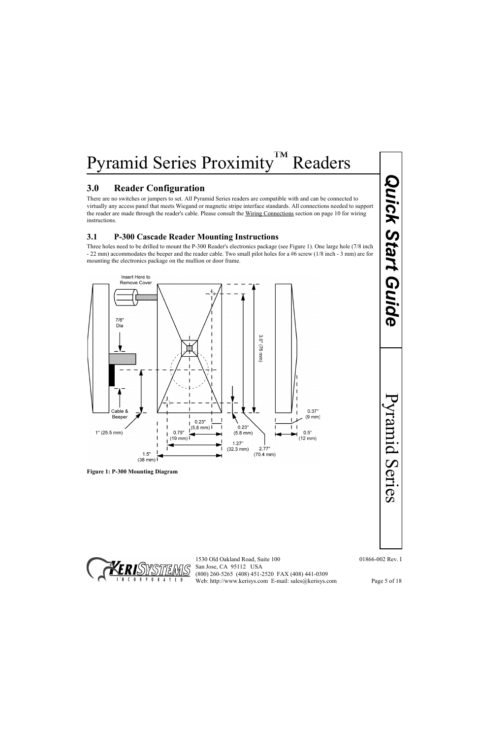# Pyramid Series Proximity™ Readers

## 3.0 Reader Configuration

There are no switches or jumpers to set. All Pyramid Series readers are compatible with and can be connected to virtually any access panel that meets Wiegand or magnetic stripe interface standards. All connections needed to support the reader are made through the reader's cable. Please consult the Wiring Connections section on page 10 for wiring instructions.

### 3.1 P-300 Cascade Reader Mounting Instructions

Three holes need to be drilled to mount the P-300 Reader's electronics package (see Figure 1). One large hole (7/8 inch - 22 mm) accommodates the beeper and the reader cable. Two small pilot holes for a #6 screw (1/8 inch - 3 mm) are for mounting the electronics package on the mullion or door frame.

Insert Here to Remove Cover

7/8" Dia

Cable & Beeper

1" (25.5 mm)

0.75" (19 mm)

1.5" (38 mm)

0.23" (5.8 mm)

0.23" (5.8 mm)

1.27" (32.3 mm)

2.77" (70.4 mm)

3.0" (76 mm)

0.37" (9 mm)

0.5" (12 mm)

**Figure 1: P-300 Mounting Diagram**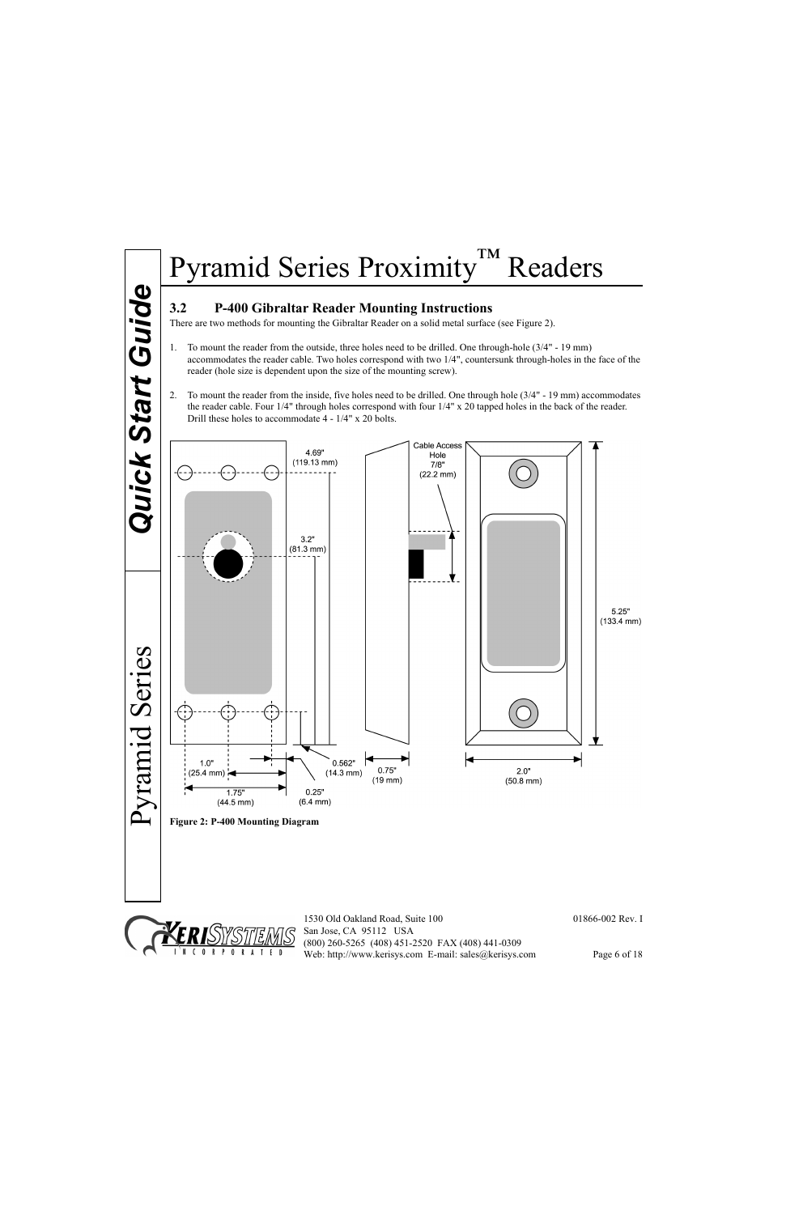## 3.2 P-400 Gibraltar Reader Mounting Instructions

There are two methods for mounting the Gibraltar Reader on a solid metal surface (see Figure 2).

1. To mount the reader from the outside, three holes need to be drilled. One through-hole (3/4" - 19 mm) accommodates the reader cable. Two holes correspond with two 1/4", countersunk through-holes in the face of the reader (hole size is dependent upon the size of the mounting screw).

2. To mount the reader from the inside, five holes need to be drilled. One through hole (3/4" - 19 mm) accommodates the reader cable. Four 1/4" through holes correspond with four 1/4" x 20 tapped holes in the back of the reader. Drill these holes to accommodate 4 - 1/4" x 20 bolts.

**Figure 2: P-400 Mounting Diagram**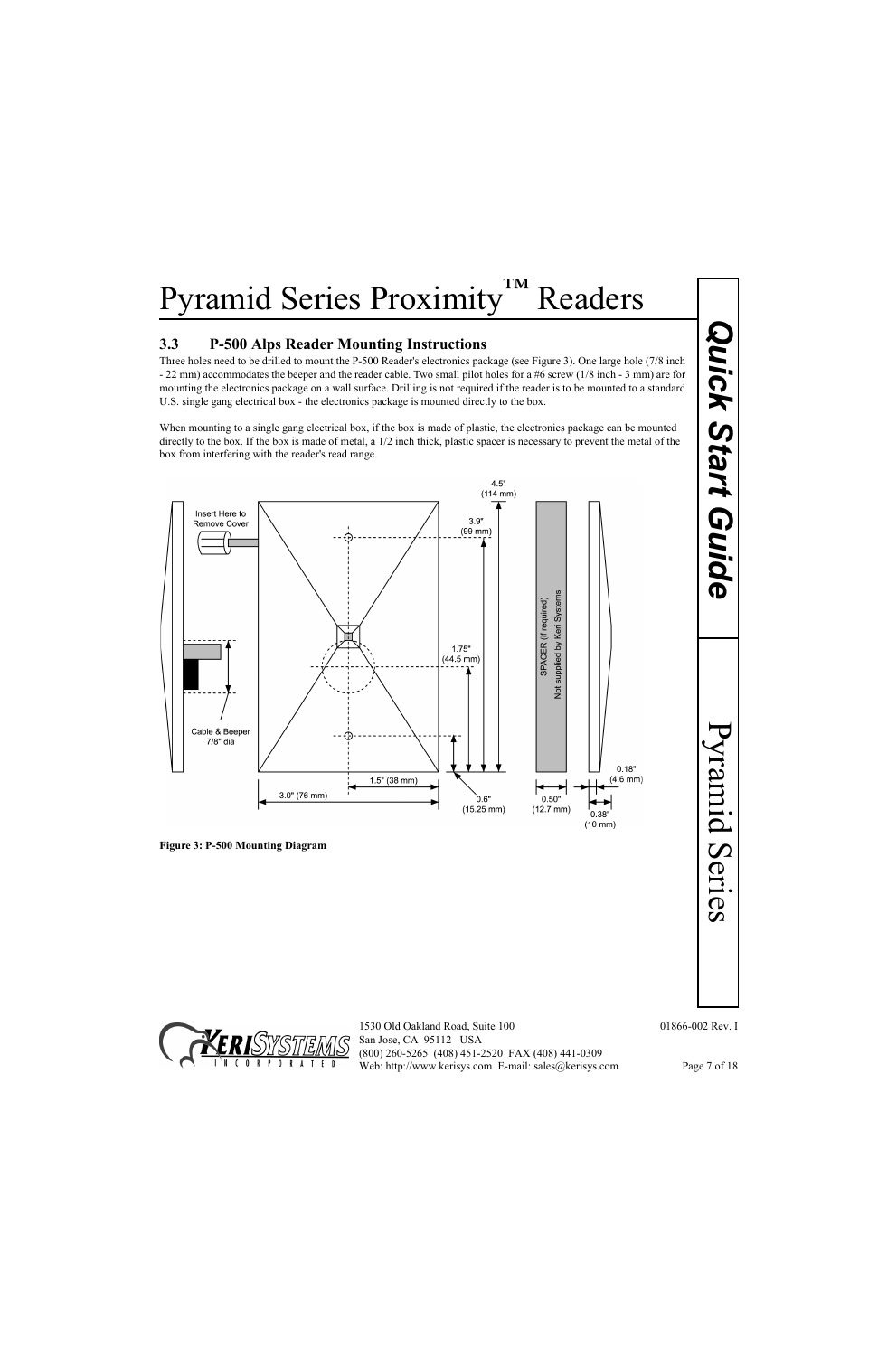### 3.3 P-500 Alps Reader Mounting Instructions

Three holes need to be drilled to mount the P-500 Reader's electronics package (see Figure 3). One large hole (7/8 inch - 22 mm) accommodates the beeper and the reader cable. Two small pilot holes for a #6 screw (1/8 inch - 3 mm) are for mounting the electronics package on a wall surface. Drilling is not required if the reader is to be mounted to a standard U.S. single gang electrical box - the electronics package is mounted directly to the box.

When mounting to a single gang electrical box, if the box is made of plastic, the electronics package can be mounted directly to the box. If the box is made of metal, a 1/2 inch thick, plastic spacer is necessary to prevent the metal of the box from interfering with the reader's read range.

**Figure 3: P-500 Mounting Diagram**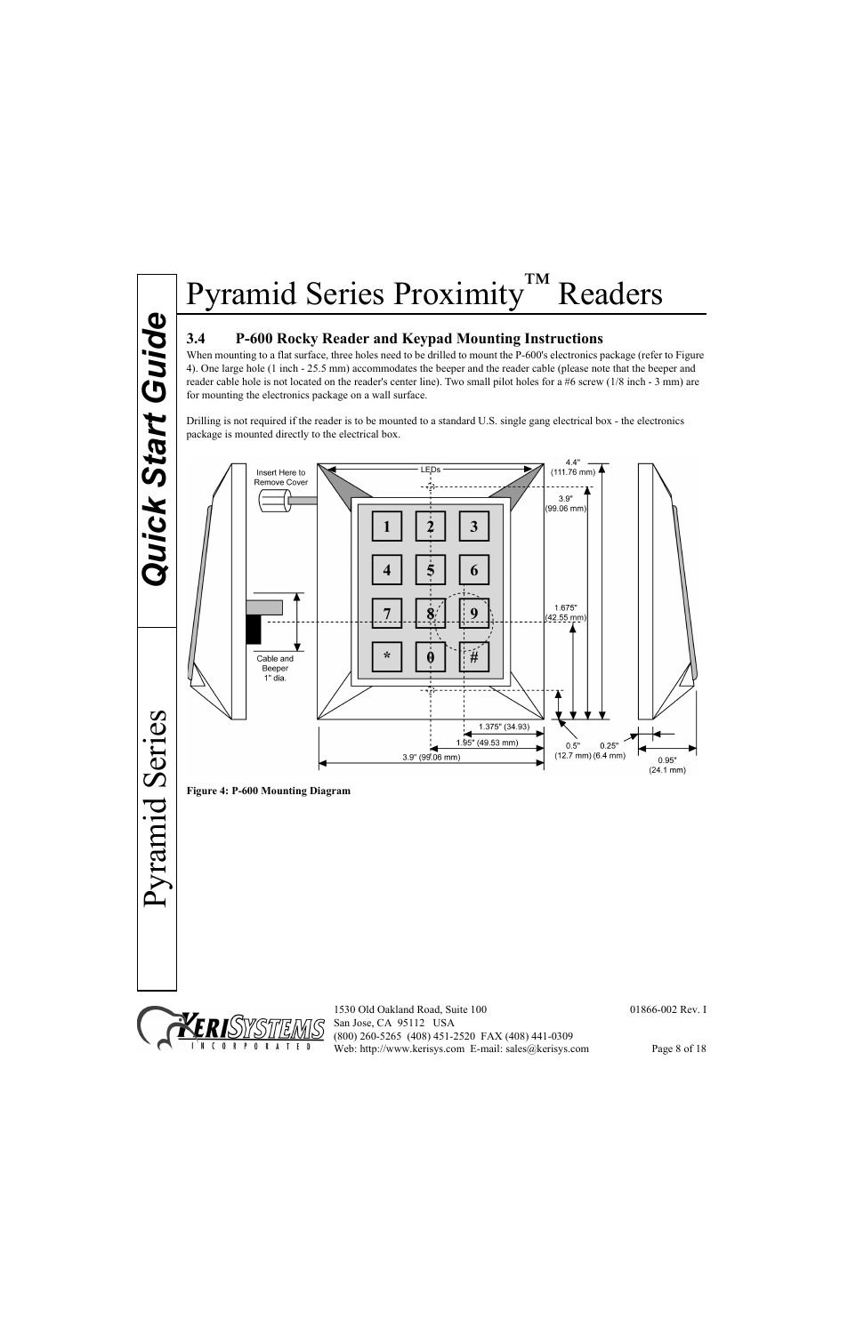# Pyramid Series Proximity™ Readers

### 3.4 P-600 Rocky Reader and Keypad Mounting Instructions

When mounting to a flat surface, three holes need to be drilled to mount the P-600's electronics package (refer to Figure 4). One large hole (1 inch - 25.5 mm) accommodates the beeper and the reader cable (please note that the beeper and reader cable hole is not located on the reader's center line). Two small pilot holes for a #6 screw (1/8 inch - 3 mm) are for mounting the electronics package on a wall surface.

Drilling is not required if the reader is to be mounted to a standard U.S. single gang electrical box - the electronics package is mounted directly to the electrical box.

**Figure 4: P-600 Mounting Diagram**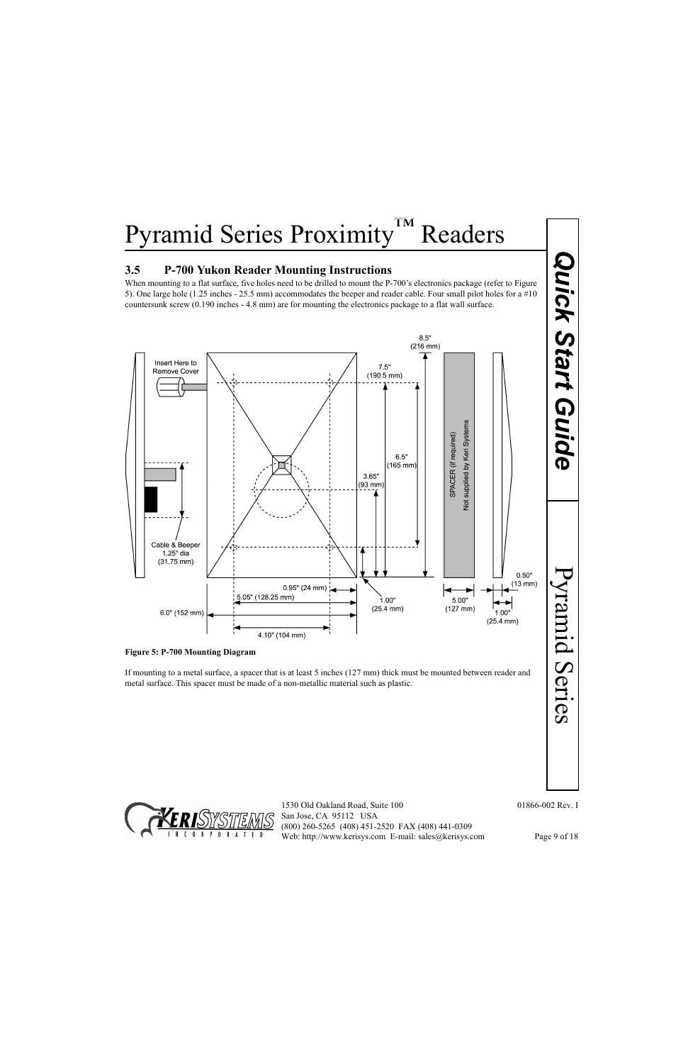# Pyramid Series Proximity™ Readers

### 3.5 P-700 Yukon Reader Mounting Instructions

When mounting to a flat surface, five holes need to be drilled to mount the P-700's electronics package (refer to Figure 5). One large hole (1.25 inches - 25.5 mm) accommodates the beeper and reader cable. Four small pilot holes for a #10 countersunk screw (0.190 inches - 4.8 mm) are for mounting the electronics package to a flat wall surface.

**Figure 5: P-700 Mounting Diagram**

If mounting to a metal surface, a spacer that is at least 5 inches (127 mm) thick must be mounted between reader and metal surface. This spacer must be made of a non-metallic material such as plastic.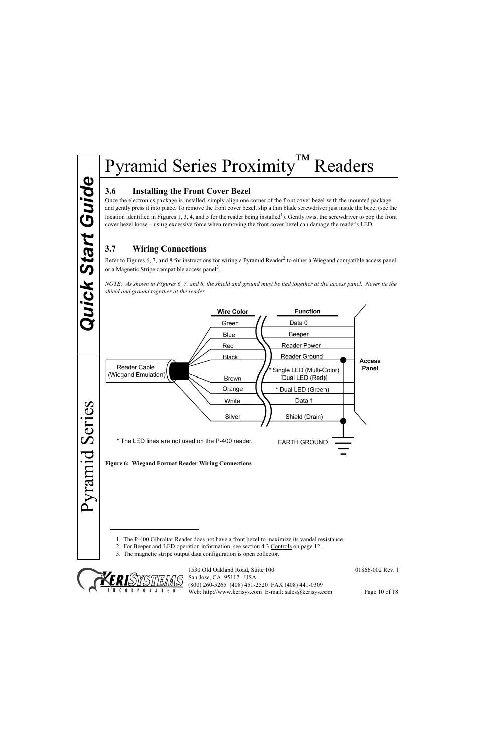# Pyramid Series Proximity™ Readers

### 3.6 Installing the Front Cover Bezel

Once the electronics package is installed, simply align one corner of the front cover bezel with the mounted package and gently press it into place. To remove the front cover bezel, slip a thin blade screwdriver just inside the bezel (see the location identified in Figures 1, 3, 4, and 5 for the reader being installed[1]). Gently twist the screwdriver to pop the front cover bezel loose – using excessive force when removing the front cover bezel can damage the reader's LED.

### 3.7 Wiring Connections

Refer to Figures 6, 7, and 8 for instructions for wiring a Pyramid Reader[2] to either a Wiegand compatible access panel or a Magnetic Stripe compatible access panel[3].

*NOTE: As shown in Figures 6, 7, and 8, the shield and ground must be tied together at the access panel. Never tie the shield and ground together at the reader.*

Reader Cable (Wiegand Emulation) → Access Panel

| Wire Color | Function |
|---|---|
| Green | Data 0 |
| Blue | Beeper |
| Red | Reader Power |
| Black | Reader Ground |
| Brown | * Single LED (Multi-Color) [Dual LED (Red)] |
| Orange | * Dual LED (Green) |
| White | Data 1 |
| Silver | Shield (Drain) |

Reader Ground and Shield (Drain) are tied together at the access panel to EARTH GROUND.

\* The LED lines are not used on the P-400 reader.

**Figure 6: Wiegand Format Reader Wiring Connections**

---

1. The P-400 Gibraltar Reader does not have a front bezel to maximize its vandal resistance.
2. For Beeper and LED operation information, see section 4.3 Controls on page 12.
3. The magnetic stripe output data configuration is open collector.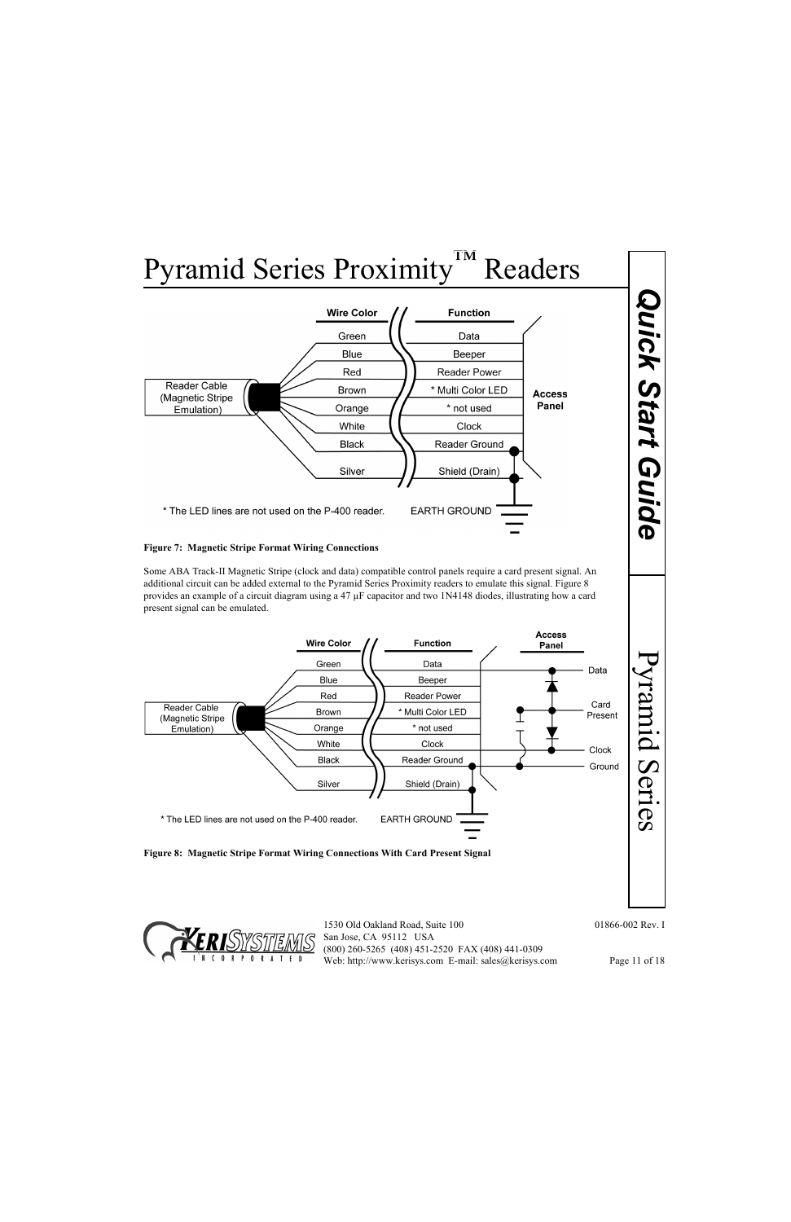# Pyramid Series Proximity™ Readers

| Wire Color | Function |
| --- | --- |
| Green | Data |
| Blue | Beeper |
| Red | Reader Power |
| Brown | * Multi Color LED |
| Orange | * not used |
| White | Clock |
| Black | Reader Ground |
| Silver | Shield (Drain) |

Reader Cable (Magnetic Stripe Emulation) — Access Panel — EARTH GROUND

* The LED lines are not used on the P-400 reader.

**Figure 7: Magnetic Stripe Format Wiring Connections**

Some ABA Track-II Magnetic Stripe (clock and data) compatible control panels require a card present signal. An additional circuit can be added external to the Pyramid Series Proximity readers to emulate this signal. Figure 8 provides an example of a circuit diagram using a 47 µF capacitor and two 1N4148 diodes, illustrating how a card present signal can be emulated.

| Wire Color | Function |
| --- | --- |
| Green | Data |
| Blue | Beeper |
| Red | Reader Power |
| Brown | * Multi Color LED |
| Orange | * not used |
| White | Clock |
| Black | Reader Ground |
| Silver | Shield (Drain) |

Reader Cable (Magnetic Stripe Emulation) — Access Panel: Data, Card Present, Clock, Ground — EARTH GROUND

* The LED lines are not used on the P-400 reader.

**Figure 8: Magnetic Stripe Format Wiring Connections With Card Present Signal**

1530 Old Oakland Road, Suite 100
San Jose, CA 95112 USA
(800) 260-5265 (408) 451-2520 FAX (408) 441-0309
Web: http://www.kerisys.com E-mail: sales@kerisys.com

01866-002 Rev. I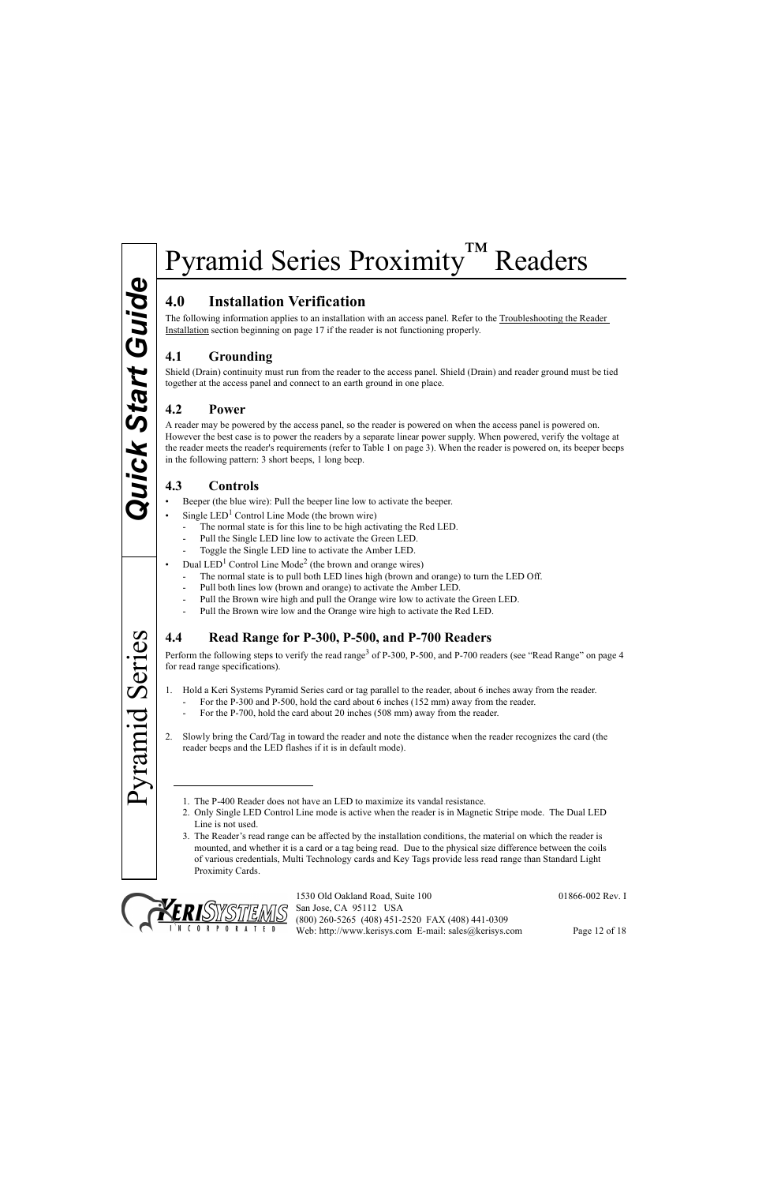# Pyramid Series Proximity™ Readers

## 4.0 Installation Verification

The following information applies to an installation with an access panel. Refer to the Troubleshooting the Reader Installation section beginning on page 17 if the reader is not functioning properly.

### 4.1 Grounding

Shield (Drain) continuity must run from the reader to the access panel. Shield (Drain) and reader ground must be tied together at the access panel and connect to an earth ground in one place.

### 4.2 Power

A reader may be powered by the access panel, so the reader is powered on when the access panel is powered on. However the best case is to power the readers by a separate linear power supply. When powered, verify the voltage at the reader meets the reader's requirements (refer to Table 1 on page 3). When the reader is powered on, its beeper beeps in the following pattern: 3 short beeps, 1 long beep.

### 4.3 Controls

- Beeper (the blue wire): Pull the beeper line low to activate the beeper.
- Single LED[1] Control Line Mode (the brown wire)
  - The normal state is for this line to be high activating the Red LED.
  - Pull the Single LED line low to activate the Green LED.
  - Toggle the Single LED line to activate the Amber LED.
- Dual LED[1] Control Line Mode[2] (the brown and orange wires)
  - The normal state is to pull both LED lines high (brown and orange) to turn the LED Off.
  - Pull both lines low (brown and orange) to activate the Amber LED.
  - Pull the Brown wire high and pull the Orange wire low to activate the Green LED.
  - Pull the Brown wire low and the Orange wire high to activate the Red LED.

### 4.4 Read Range for P-300, P-500, and P-700 Readers

Perform the following steps to verify the read range[3] of P-300, P-500, and P-700 readers (see "Read Range" on page 4 for read range specifications).

1. Hold a Keri Systems Pyramid Series card or tag parallel to the reader, about 6 inches away from the reader.
   - For the P-300 and P-500, hold the card about 6 inches (152 mm) away from the reader.
   - For the P-700, hold the card about 20 inches (508 mm) away from the reader.

2. Slowly bring the Card/Tag in toward the reader and note the distance when the reader recognizes the card (the reader beeps and the LED flashes if it is in default mode).

---

1. The P-400 Reader does not have an LED to maximize its vandal resistance.
2. Only Single LED Control Line mode is active when the reader is in Magnetic Stripe mode. The Dual LED Line is not used.
3. The Reader's read range can be affected by the installation conditions, the material on which the reader is mounted, and whether it is a card or a tag being read. Due to the physical size difference between the coils of various credentials, Multi Technology cards and Key Tags provide less read range than Standard Light Proximity Cards.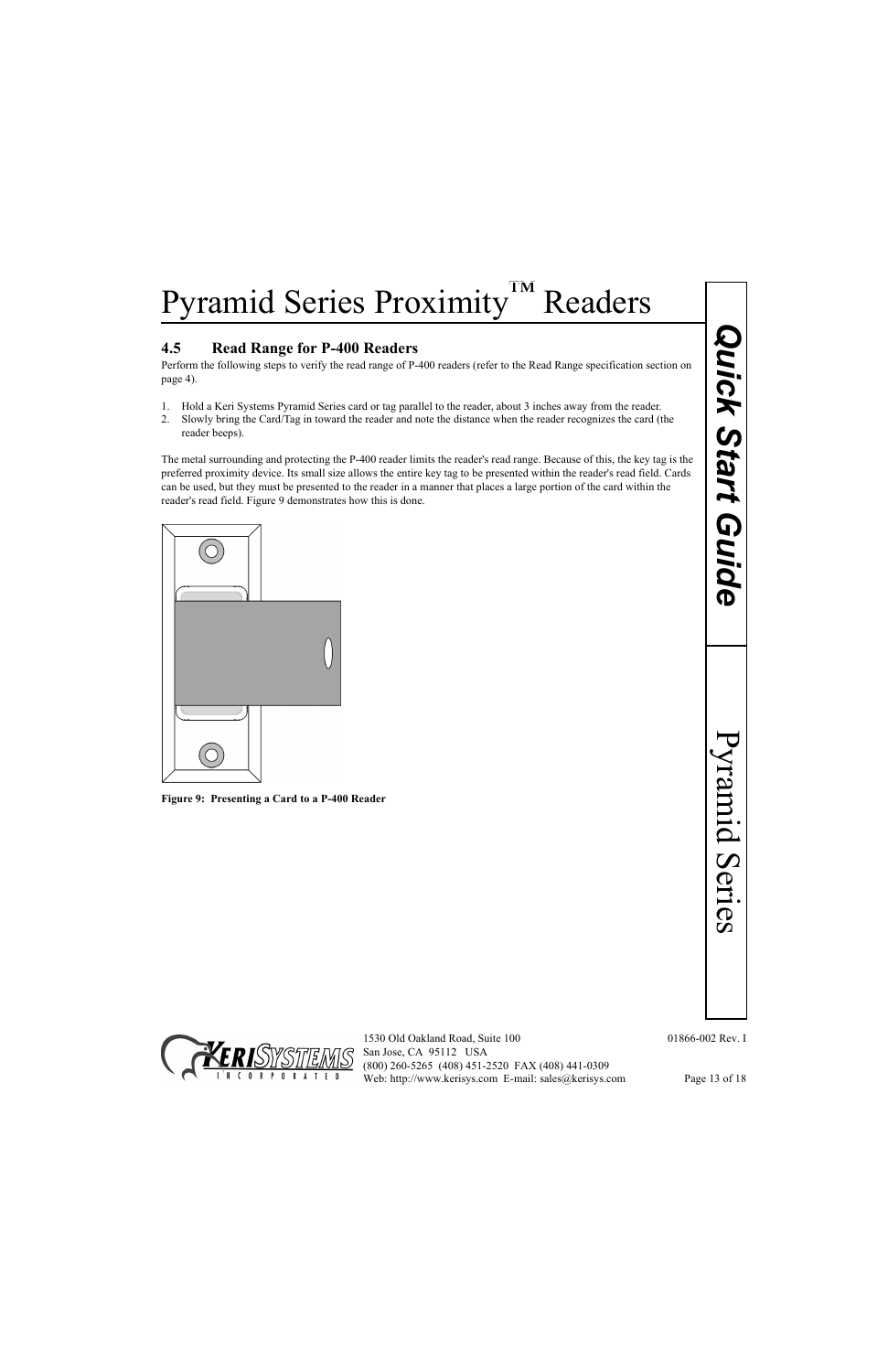### 4.5 Read Range for P-400 Readers

Perform the following steps to verify the read range of P-400 readers (refer to the Read Range specification section on page 4).

1. Hold a Keri Systems Pyramid Series card or tag parallel to the reader, about 3 inches away from the reader.
2. Slowly bring the Card/Tag in toward the reader and note the distance when the reader recognizes the card (the reader beeps).

The metal surrounding and protecting the P-400 reader limits the reader's read range. Because of this, the key tag is the preferred proximity device. Its small size allows the entire key tag to be presented within the reader's read field. Cards can be used, but they must be presented to the reader in a manner that places a large portion of the card within the reader's read field. Figure 9 demonstrates how this is done.

**Figure 9: Presenting a Card to a P-400 Reader**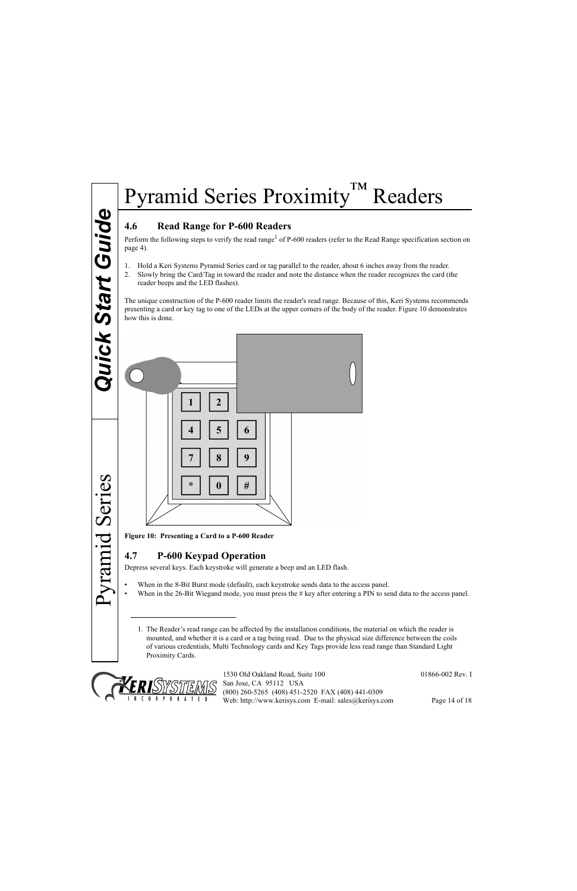# Pyramid Series Proximity™ Readers

### 4.6 Read Range for P-600 Readers

Perform the following steps to verify the read range[1] of P-600 readers (refer to the Read Range specification section on page 4).

1. Hold a Keri Systems Pyramid Series card or tag parallel to the reader, about 6 inches away from the reader.
2. Slowly bring the Card/Tag in toward the reader and note the distance when the reader recognizes the card (the reader beeps and the LED flashes).

The unique construction of the P-600 reader limits the reader's read range. Because of this, Keri Systems recommends presenting a card or key tag to one of the LEDs at the upper corners of the body of the reader. Figure 10 demonstrates how this is done.

**Figure 10: Presenting a Card to a P-600 Reader**

### 4.7 P-600 Keypad Operation

Depress several keys. Each keystroke will generate a beep and an LED flash.

- When in the 8-Bit Burst mode (default), each keystroke sends data to the access panel.
- When in the 26-Bit Wiegand mode, you must press the # key after entering a PIN to send data to the access panel.

---

1. The Reader's read range can be affected by the installation conditions, the material on which the reader is mounted, and whether it is a card or a tag being read. Due to the physical size difference between the coils of various credentials, Multi Technology cards and Key Tags provide less read range than Standard Light Proximity Cards.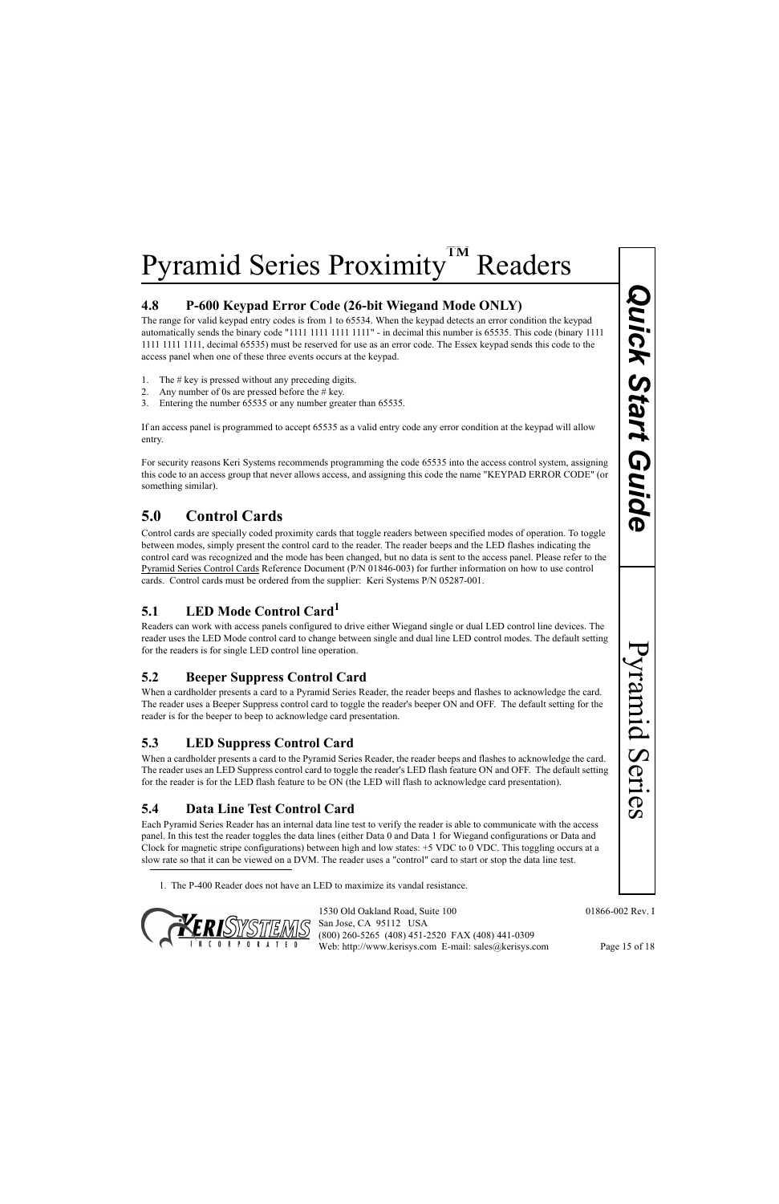## 4.8 P-600 Keypad Error Code (26-bit Wiegand Mode ONLY)

The range for valid keypad entry codes is from 1 to 65534. When the keypad detects an error condition the keypad automatically sends the binary code "1111 1111 1111 1111" - in decimal this number is 65535. This code (binary 1111 1111 1111 1111, decimal 65535) must be reserved for use as an error code. The Essex keypad sends this code to the access panel when one of these three events occurs at the keypad.

1. The # key is pressed without any preceding digits.
2. Any number of 0s are pressed before the # key.
3. Entering the number 65535 or any number greater than 65535.

If an access panel is programmed to accept 65535 as a valid entry code any error condition at the keypad will allow entry.

For security reasons Keri Systems recommends programming the code 65535 into the access control system, assigning this code to an access group that never allows access, and assigning this code the name "KEYPAD ERROR CODE" (or something similar).

## 5.0 Control Cards

Control cards are specially coded proximity cards that toggle readers between specified modes of operation. To toggle between modes, simply present the control card to the reader. The reader beeps and the LED flashes indicating the control card was recognized and the mode has been changed, but no data is sent to the access panel. Please refer to the Pyramid Series Control Cards Reference Document (P/N 01846-003) for further information on how to use control cards. Control cards must be ordered from the supplier: Keri Systems P/N 05287-001.

### 5.1 LED Mode Control Card[1]

Readers can work with access panels configured to drive either Wiegand single or dual LED control line devices. The reader uses the LED Mode control card to change between single and dual line LED control modes. The default setting for the readers is for single LED control line operation.

### 5.2 Beeper Suppress Control Card

When a cardholder presents a card to a Pyramid Series Reader, the reader beeps and flashes to acknowledge the card. The reader uses a Beeper Suppress control card to toggle the reader's beeper ON and OFF. The default setting for the reader is for the beeper to beep to acknowledge card presentation.

### 5.3 LED Suppress Control Card

When a cardholder presents a card to the Pyramid Series Reader, the reader beeps and flashes to acknowledge the card. The reader uses an LED Suppress control card to toggle the reader's LED flash feature ON and OFF. The default setting for the reader is for the LED flash feature to be ON (the LED will flash to acknowledge card presentation).

### 5.4 Data Line Test Control Card

Each Pyramid Series Reader has an internal data line test to verify the reader is able to communicate with the access panel. In this test the reader toggles the data lines (either Data 0 and Data 1 for Wiegand configurations or Data and Clock for magnetic stripe configurations) between high and low states: +5 VDC to 0 VDC. This toggling occurs at a slow rate so that it can be viewed on a DVM. The reader uses a "control" card to start or stop the data line test.

1. The P-400 Reader does not have an LED to maximize its vandal resistance.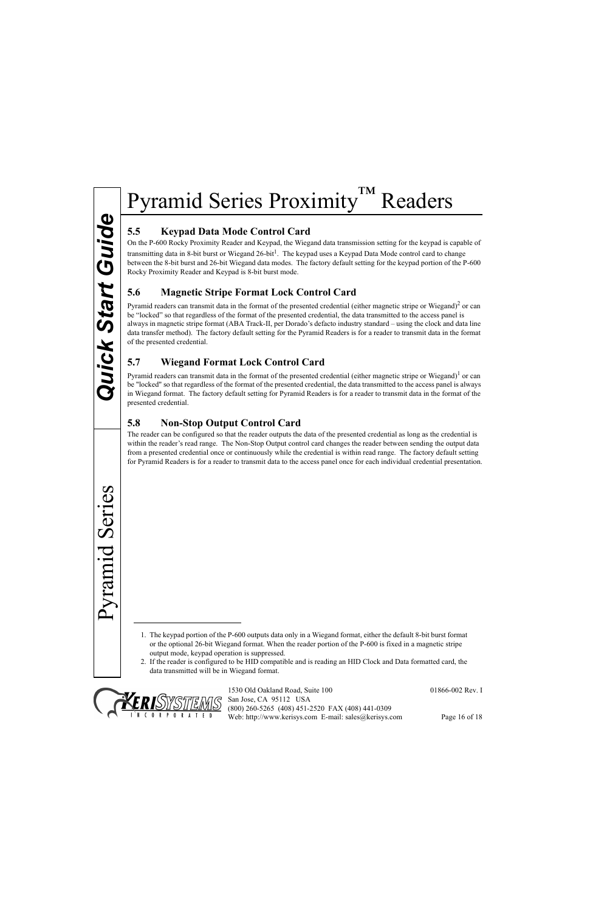# Pyramid Series Proximity™ Readers

## 5.5 Keypad Data Mode Control Card

On the P-600 Rocky Proximity Reader and Keypad, the Wiegand data transmission setting for the keypad is capable of transmitting data in 8-bit burst or Wiegand 26-bit[1]. The keypad uses a Keypad Data Mode control card to change between the 8-bit burst and 26-bit Wiegand data modes. The factory default setting for the keypad portion of the P-600 Rocky Proximity Reader and Keypad is 8-bit burst mode.

## 5.6 Magnetic Stripe Format Lock Control Card

Pyramid readers can transmit data in the format of the presented credential (either magnetic stripe or Wiegand)[2] or can be "locked" so that regardless of the format of the presented credential, the data transmitted to the access panel is always in magnetic stripe format (ABA Track-II, per Dorado's defacto industry standard – using the clock and data line data transfer method). The factory default setting for the Pyramid Readers is for a reader to transmit data in the format of the presented credential.

## 5.7 Wiegand Format Lock Control Card

Pyramid readers can transmit data in the format of the presented credential (either magnetic stripe or Wiegand)[1] or can be "locked" so that regardless of the format of the presented credential, the data transmitted to the access panel is always in Wiegand format. The factory default setting for Pyramid Readers is for a reader to transmit data in the format of the presented credential.

## 5.8 Non-Stop Output Control Card

The reader can be configured so that the reader outputs the data of the presented credential as long as the credential is within the reader's read range. The Non-Stop Output control card changes the reader between sending the output data from a presented credential once or continuously while the credential is within read range. The factory default setting for Pyramid Readers is for a reader to transmit data to the access panel once for each individual credential presentation.

---

1. The keypad portion of the P-600 outputs data only in a Wiegand format, either the default 8-bit burst format or the optional 26-bit Wiegand format. When the reader portion of the P-600 is fixed in a magnetic stripe output mode, keypad operation is suppressed.
2. If the reader is configured to be HID compatible and is reading an HID Clock and Data formatted card, the data transmitted will be in Wiegand format.

1530 Old Oakland Road, Suite 100
San Jose, CA 95112 USA
(800) 260-5265 (408) 451-2520 FAX (408) 441-0309
Web: http://www.kerisys.com E-mail: sales@kerisys.com

01866-002 Rev. I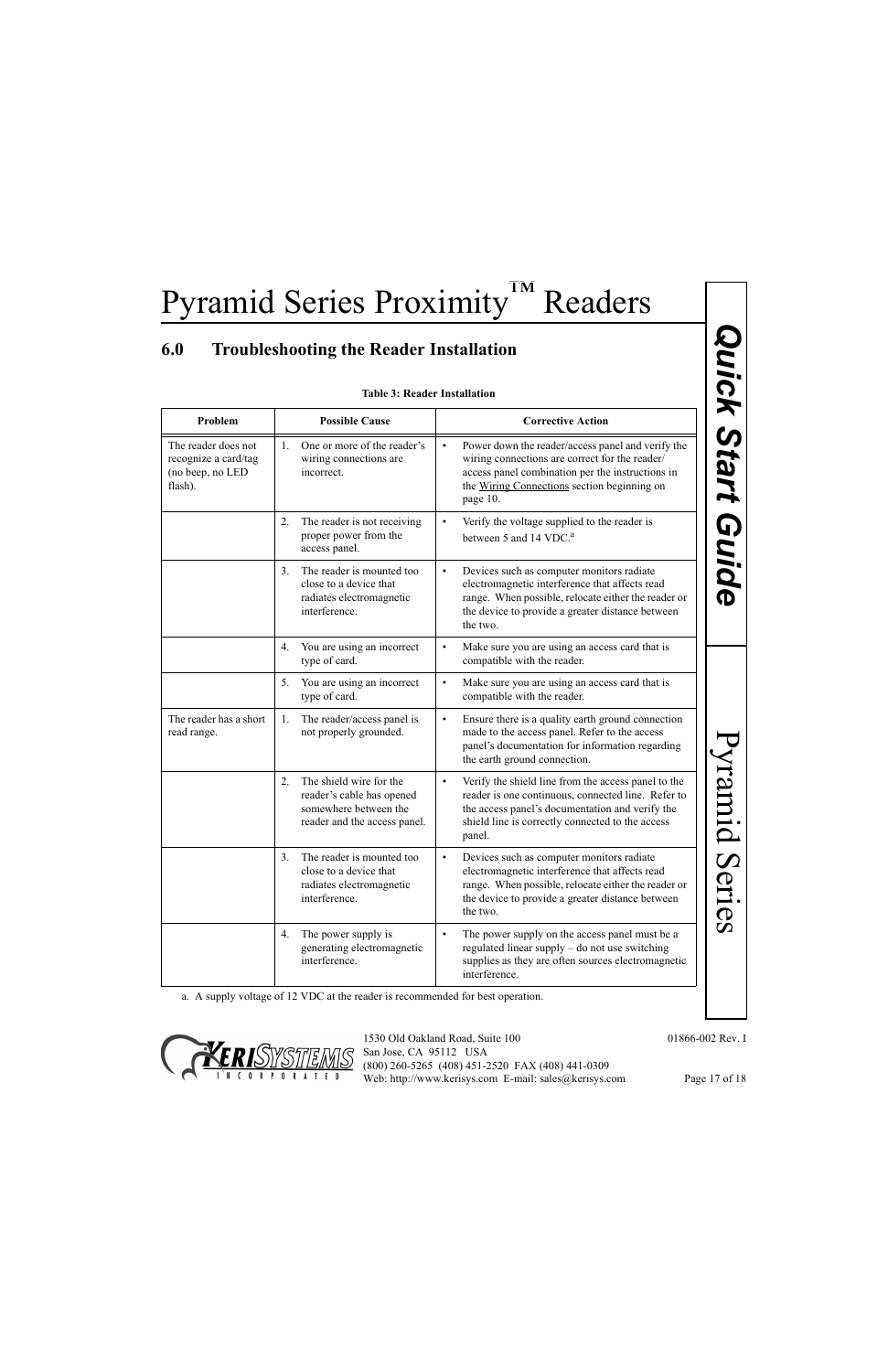# Pyramid Series Proximity™ Readers

## 6.0 Troubleshooting the Reader Installation

**Table 3: Reader Installation**

| Problem | Possible Cause | Corrective Action |
|---|---|---|
| The reader does not recognize a card/tag (no beep, no LED flash). | 1. One or more of the reader's wiring connections are incorrect. | • Power down the reader/access panel and verify the wiring connections are correct for the reader/access panel combination per the instructions in the Wiring Connections section beginning on page 10. |
| | 2. The reader is not receiving proper power from the access panel. | • Verify the voltage supplied to the reader is between 5 and 14 VDC.[a] |
| | 3. The reader is mounted too close to a device that radiates electromagnetic interference. | • Devices such as computer monitors radiate electromagnetic interference that affects read range. When possible, relocate either the reader or the device to provide a greater distance between the two. |
| | 4. You are using an incorrect type of card. | • Make sure you are using an access card that is compatible with the reader. |
| | 5. You are using an incorrect type of card. | • Make sure you are using an access card that is compatible with the reader. |
| The reader has a short read range. | 1. The reader/access panel is not properly grounded. | • Ensure there is a quality earth ground connection made to the access panel. Refer to the access panel's documentation for information regarding the earth ground connection. |
| | 2. The shield wire for the reader's cable has opened somewhere between the reader and the access panel. | • Verify the shield line from the access panel to the reader is one continuous, connected line. Refer to the access panel's documentation and verify the shield line is correctly connected to the access panel. |
| | 3. The reader is mounted too close to a device that radiates electromagnetic interference. | • Devices such as computer monitors radiate electromagnetic interference that affects read range. When possible, relocate either the reader or the device to provide a greater distance between the two. |
| | 4. The power supply is generating electromagnetic interference. | • The power supply on the access panel must be a regulated linear supply – do not use switching supplies as they are often sources electromagnetic interference. |

a. A supply voltage of 12 VDC at the reader is recommended for best operation.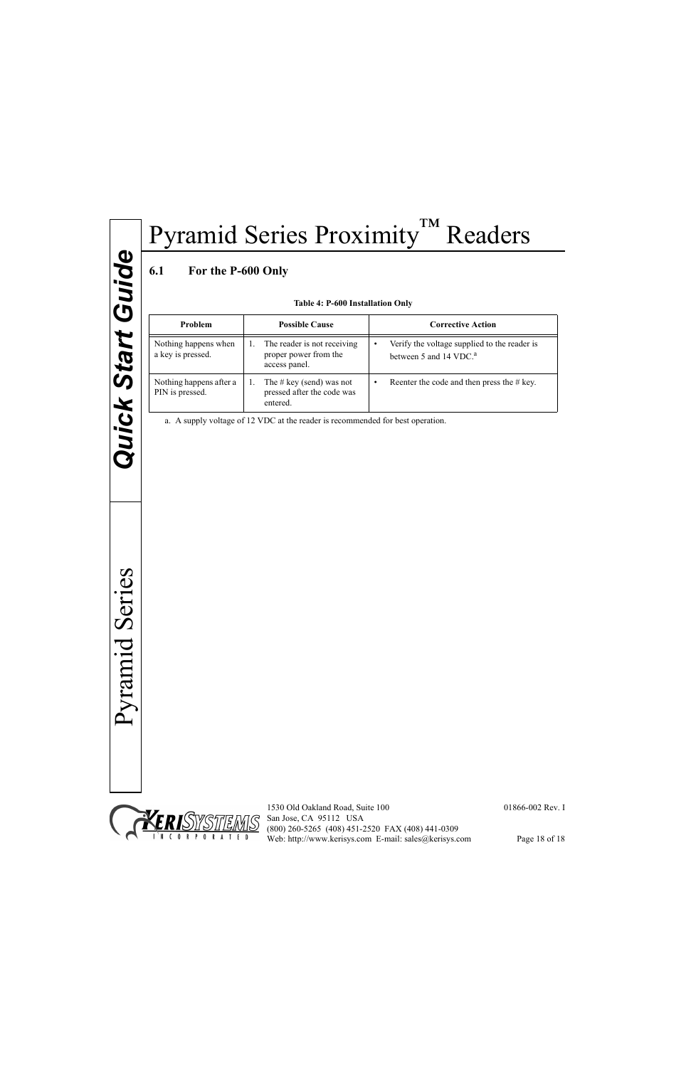## 6.1 For the P-600 Only

**Table 4: P-600 Installation Only**

| Problem | Possible Cause | Corrective Action |
|---|---|---|
| Nothing happens when a key is pressed. | 1. The reader is not receiving proper power from the access panel. | • Verify the voltage supplied to the reader is between 5 and 14 VDC.[a] |
| Nothing happens after a PIN is pressed. | 1. The # key (send) was not pressed after the code was entered. | • Reenter the code and then press the # key. |

a. A supply voltage of 12 VDC at the reader is recommended for best operation.

1530 Old Oakland Road, Suite 100
San Jose, CA 95112 USA
(800) 260-5265 (408) 451-2520 FAX (408) 441-0309
Web: http://www.kerisys.com E-mail: sales@kerisys.com

01866-002 Rev. I